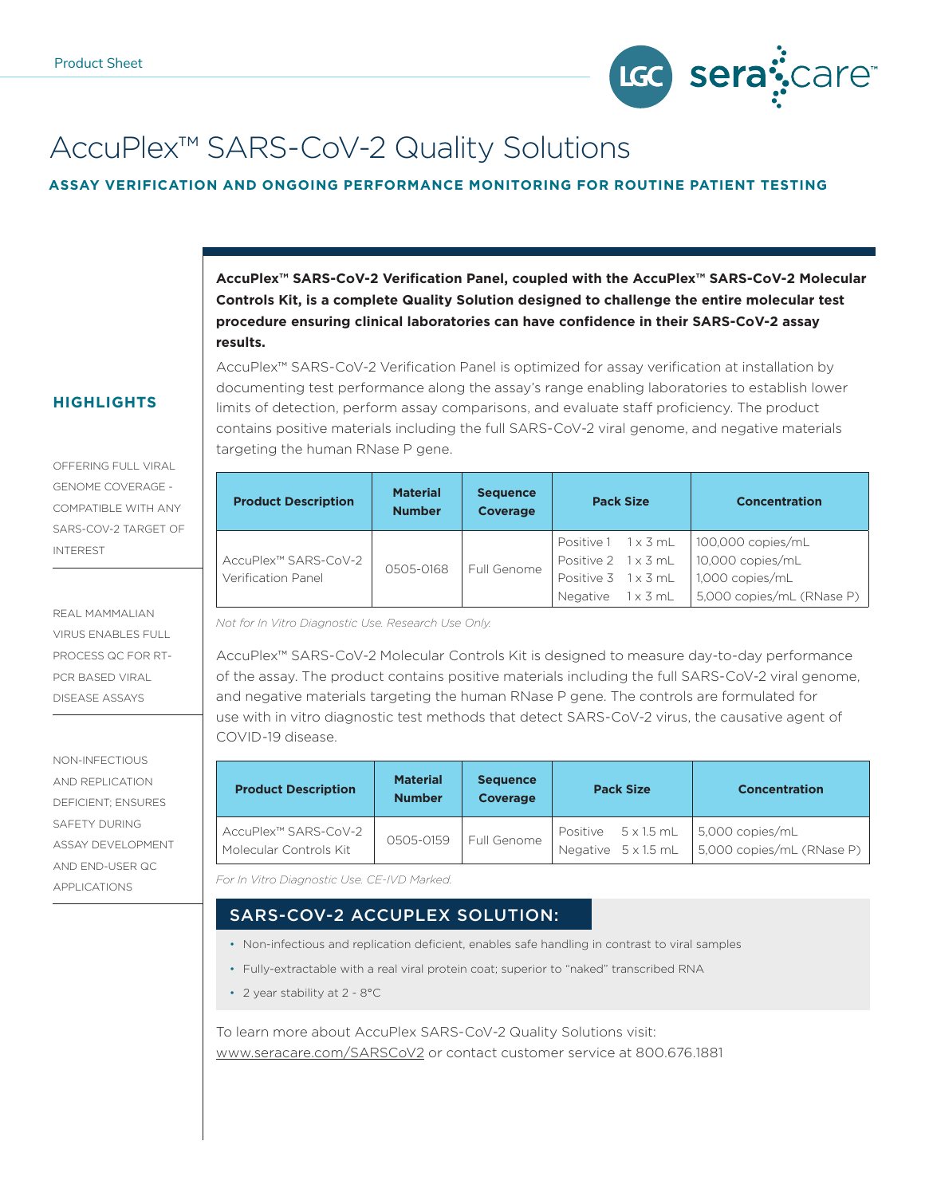Product Sheet

# AccuPlex™ SARS-CoV-2 Quality Solutions

**ASSAY VERIFICATION AND ONGOING PERFORMANCE MONITORING FOR ROUTINE PATIENT TESTING**

## HIGHLIGHTS

OFFERING FULL VIRAL GENOME COVERAGE - COMPATIBLE WITH ANY SARS-COV-2 TARGET OF INTEREST

REAL MAMMALIAN VIRUS ENABLES FULL PROCESS QC FOR RT-PCR BASED VIRAL DISEASE ASSAYS

NON-INFECTIOUS AND REPLICATION DEFICIENT; ENSURES SAFETY DURING ASSAY DEVELOPMENT AND END-USER QC APPLICATIONS

**AccuPlex™ SARS-CoV-2 Verification Panel, coupled with the AccuPlex™ SARS-CoV-2 Molecular Controls Kit, is a complete Quality Solution designed to challenge the entire molecular test procedure ensuring clinical laboratories can have confidence in their SARS-CoV-2 assay results.**

AccuPlex™ SARS-CoV-2 Verification Panel is optimized for assay verification at installation by documenting test performance along the assay's range enabling laboratories to establish lower limits of detection, perform assay comparisons, and evaluate staff proficiency. The product contains positive materials including the full SARS-CoV-2 viral genome, and negative materials targeting the human RNase P gene.

| Product Description | Material Number | Sequence Coverage | Pack Size | Concentration |
|---|---|---|---|---|
| AccuPlex™ SARS-CoV-2 Verification Panel | 0505-0168 | Full Genome | Positive 1 1 x 3 mL<br>Positive 2 1 x 3 mL<br>Positive 3 1 x 3 mL<br>Negative 1 x 3 mL | 100,000 copies/mL<br>10,000 copies/mL<br>1,000 copies/mL<br>5,000 copies/mL (RNase P) |

*Not for In Vitro Diagnostic Use. Research Use Only.*

AccuPlex™ SARS-CoV-2 Molecular Controls Kit is designed to measure day-to-day performance of the assay. The product contains positive materials including the full SARS-CoV-2 viral genome, and negative materials targeting the human RNase P gene. The controls are formulated for use with in vitro diagnostic test methods that detect SARS-CoV-2 virus, the causative agent of COVID-19 disease.

| Product Description | Material Number | Sequence Coverage | Pack Size | Concentration |
|---|---|---|---|---|
| AccuPlex™ SARS-CoV-2 Molecular Controls Kit | 0505-0159 | Full Genome | Positive 5 x 1.5 mL<br>Negative 5 x 1.5 mL | 5,000 copies/mL<br>5,000 copies/mL (RNase P) |

*For In Vitro Diagnostic Use. CE-IVD Marked.*

## SARS-COV-2 ACCUPLEX SOLUTION:

- Non-infectious and replication deficient, enables safe handling in contrast to viral samples
- Fully-extractable with a real viral protein coat; superior to "naked" transcribed RNA
- 2 year stability at 2 - 8°C

To learn more about AccuPlex SARS-CoV-2 Quality Solutions visit: www.seracare.com/SARSCoV2 or contact customer service at 800.676.1881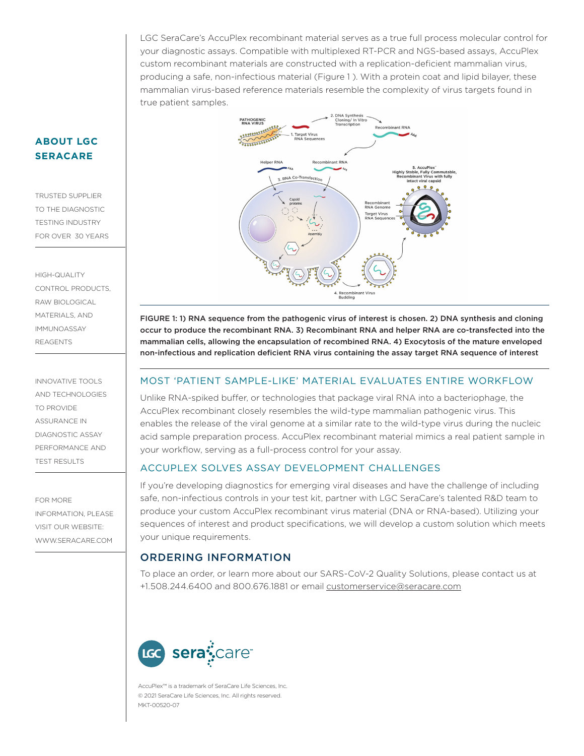## ABOUT LGC SERACARE

TRUSTED SUPPLIER TO THE DIAGNOSTIC TESTING INDUSTRY FOR OVER 30 YEARS

HIGH-QUALITY CONTROL PRODUCTS, RAW BIOLOGICAL MATERIALS, AND IMMUNOASSAY REAGENTS

INNOVATIVE TOOLS AND TECHNOLOGIES TO PROVIDE ASSURANCE IN DIAGNOSTIC ASSAY PERFORMANCE AND TEST RESULTS

FOR MORE INFORMATION, PLEASE VISIT OUR WEBSITE: WWW.SERACARE.COM

LGC SeraCare's AccuPlex recombinant material serves as a true full process molecular control for your diagnostic assays. Compatible with multiplexed RT-PCR and NGS-based assays, AccuPlex custom recombinant materials are constructed with a replication-deficient mammalian virus, producing a safe, non-infectious material (Figure 1 ). With a protein coat and lipid bilayer, these mammalian virus-based reference materials resemble the complexity of virus targets found in true patient samples.

PATHOGENIC RNA VIRUS

1. Target Virus RNA Sequences

2. DNA Synthesis Cloning/ In Vitro Transcription

Recombinant RNA

Helper RNA

Recombinant RNA

3. RNA Co-Transfection

Capsid proteins

Assembly

Recombinant RNA Genome

Target Virus RNA Sequences

5. AccuPlex Highly Stable, Fully Commutable, Recombinant Virus with fully intact viral capsid

4. Recombinant Virus Budding

**FIGURE 1: 1) RNA sequence from the pathogenic virus of interest is chosen. 2) DNA synthesis and cloning occur to produce the recombinant RNA. 3) Recombinant RNA and helper RNA are co-transfected into the mammalian cells, allowing the encapsulation of recombined RNA. 4) Exocytosis of the mature enveloped non-infectious and replication deficient RNA virus containing the assay target RNA sequence of interest**

## MOST 'PATIENT SAMPLE-LIKE' MATERIAL EVALUATES ENTIRE WORKFLOW

Unlike RNA-spiked buffer, or technologies that package viral RNA into a bacteriophage, the AccuPlex recombinant closely resembles the wild-type mammalian pathogenic virus. This enables the release of the viral genome at a similar rate to the wild-type virus during the nucleic acid sample preparation process. AccuPlex recombinant material mimics a real patient sample in your workflow, serving as a full-process control for your assay.

## ACCUPLEX SOLVES ASSAY DEVELOPMENT CHALLENGES

If you're developing diagnostics for emerging viral diseases and have the challenge of including safe, non-infectious controls in your test kit, partner with LGC SeraCare's talented R&D team to produce your custom AccuPlex recombinant virus material (DNA or RNA-based). Utilizing your sequences of interest and product specifications, we will develop a custom solution which meets your unique requirements.

## ORDERING INFORMATION

To place an order, or learn more about our SARS-CoV-2 Quality Solutions, please contact us at +1.508.244.6400 and 800.676.1881 or email customerservice@seracare.com

LGC seracare

AccuPlex™ is a trademark of SeraCare Life Sciences, Inc.
© 2021 SeraCare Life Sciences, Inc. All rights reserved.
MKT-00520-07